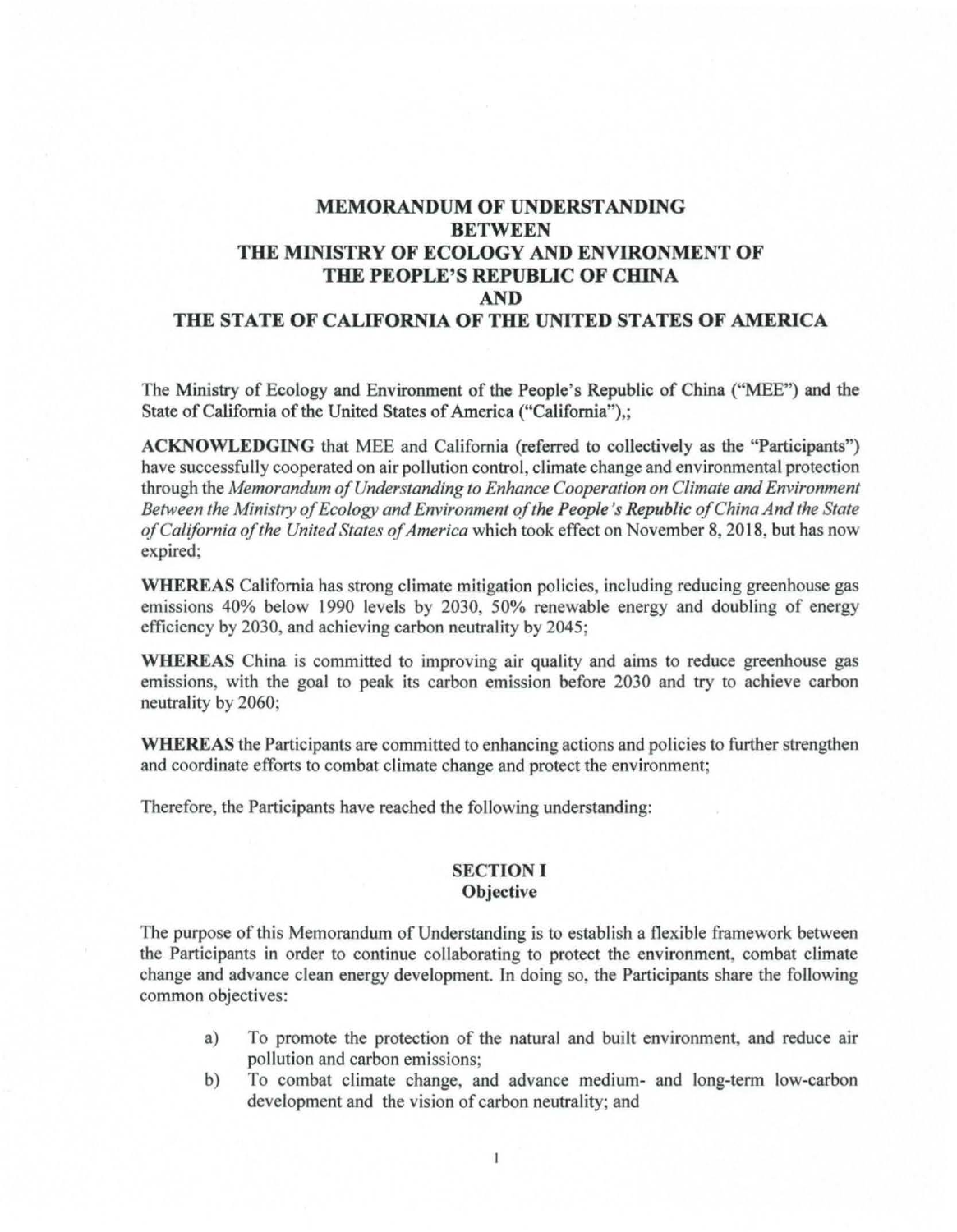# MEMORANDUM OF UNDERSTANDING
# BETWEEN
# THE MINISTRY OF ECOLOGY AND ENVIRONMENT OF THE PEOPLE'S REPUBLIC OF CHINA
# AND
# THE STATE OF CALIFORNIA OF THE UNITED STATES OF AMERICA

The Ministry of Ecology and Environment of the People's Republic of China ("MEE") and the State of California of the United States of America ("California"),;

**ACKNOWLEDGING** that MEE and California (referred to collectively as the "Participants") have successfully cooperated on air pollution control, climate change and environmental protection through the *Memorandum of Understanding to Enhance Cooperation on Climate and Environment Between the Ministry of Ecology and Environment of the People's Republic of China And the State of California of the United States of America* which took effect on November 8, 2018, but has now expired;

**WHEREAS** California has strong climate mitigation policies, including reducing greenhouse gas emissions 40% below 1990 levels by 2030, 50% renewable energy and doubling of energy efficiency by 2030, and achieving carbon neutrality by 2045;

**WHEREAS** China is committed to improving air quality and aims to reduce greenhouse gas emissions, with the goal to peak its carbon emission before 2030 and try to achieve carbon neutrality by 2060;

**WHEREAS** the Participants are committed to enhancing actions and policies to further strengthen and coordinate efforts to combat climate change and protect the environment;

Therefore, the Participants have reached the following understanding:

## SECTION I
### Objective

The purpose of this Memorandum of Understanding is to establish a flexible framework between the Participants in order to continue collaborating to protect the environment, combat climate change and advance clean energy development. In doing so, the Participants share the following common objectives:

a) To promote the protection of the natural and built environment, and reduce air pollution and carbon emissions;

b) To combat climate change, and advance medium- and long-term low-carbon development and the vision of carbon neutrality; and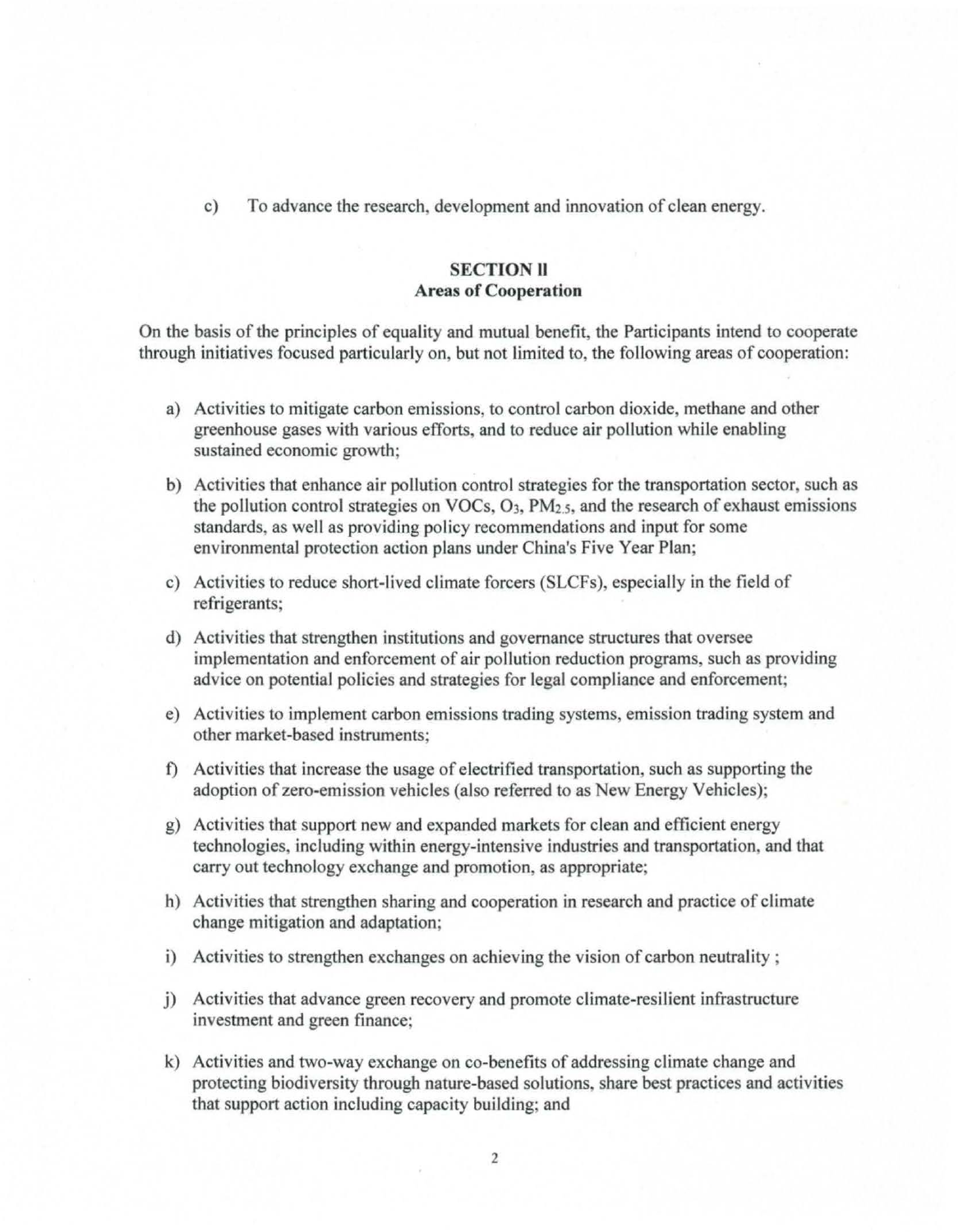c) To advance the research, development and innovation of clean energy.

## SECTION II
## Areas of Cooperation

On the basis of the principles of equality and mutual benefit, the Participants intend to cooperate through initiatives focused particularly on, but not limited to, the following areas of cooperation:

a) Activities to mitigate carbon emissions, to control carbon dioxide, methane and other greenhouse gases with various efforts, and to reduce air pollution while enabling sustained economic growth;

b) Activities that enhance air pollution control strategies for the transportation sector, such as the pollution control strategies on VOCs, $O_3$, $PM_{2.5}$, and the research of exhaust emissions standards, as well as providing policy recommendations and input for some environmental protection action plans under China's Five Year Plan;

c) Activities to reduce short-lived climate forcers (SLCFs), especially in the field of refrigerants;

d) Activities that strengthen institutions and governance structures that oversee implementation and enforcement of air pollution reduction programs, such as providing advice on potential policies and strategies for legal compliance and enforcement;

e) Activities to implement carbon emissions trading systems, emission trading system and other market-based instruments;

f) Activities that increase the usage of electrified transportation, such as supporting the adoption of zero-emission vehicles (also referred to as New Energy Vehicles);

g) Activities that support new and expanded markets for clean and efficient energy technologies, including within energy-intensive industries and transportation, and that carry out technology exchange and promotion, as appropriate;

h) Activities that strengthen sharing and cooperation in research and practice of climate change mitigation and adaptation;

i) Activities to strengthen exchanges on achieving the vision of carbon neutrality ;

j) Activities that advance green recovery and promote climate-resilient infrastructure investment and green finance;

k) Activities and two-way exchange on co-benefits of addressing climate change and protecting biodiversity through nature-based solutions, share best practices and activities that support action including capacity building; and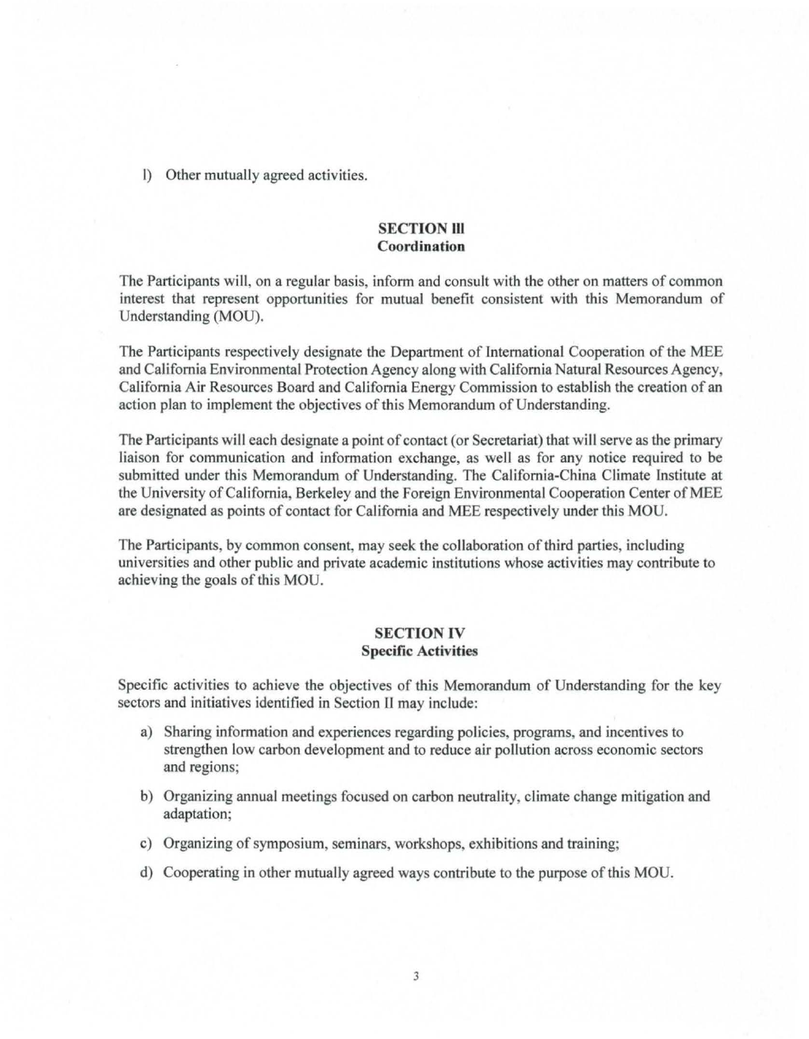l) Other mutually agreed activities.

## SECTION III
### Coordination

The Participants will, on a regular basis, inform and consult with the other on matters of common interest that represent opportunities for mutual benefit consistent with this Memorandum of Understanding (MOU).

The Participants respectively designate the Department of International Cooperation of the MEE and California Environmental Protection Agency along with California Natural Resources Agency, California Air Resources Board and California Energy Commission to establish the creation of an action plan to implement the objectives of this Memorandum of Understanding.

The Participants will each designate a point of contact (or Secretariat) that will serve as the primary liaison for communication and information exchange, as well as for any notice required to be submitted under this Memorandum of Understanding. The California-China Climate Institute at the University of California, Berkeley and the Foreign Environmental Cooperation Center of MEE are designated as points of contact for California and MEE respectively under this MOU.

The Participants, by common consent, may seek the collaboration of third parties, including universities and other public and private academic institutions whose activities may contribute to achieving the goals of this MOU.

## SECTION IV
### Specific Activities

Specific activities to achieve the objectives of this Memorandum of Understanding for the key sectors and initiatives identified in Section II may include:

a) Sharing information and experiences regarding policies, programs, and incentives to strengthen low carbon development and to reduce air pollution across economic sectors and regions;

b) Organizing annual meetings focused on carbon neutrality, climate change mitigation and adaptation;

c) Organizing of symposium, seminars, workshops, exhibitions and training;

d) Cooperating in other mutually agreed ways contribute to the purpose of this MOU.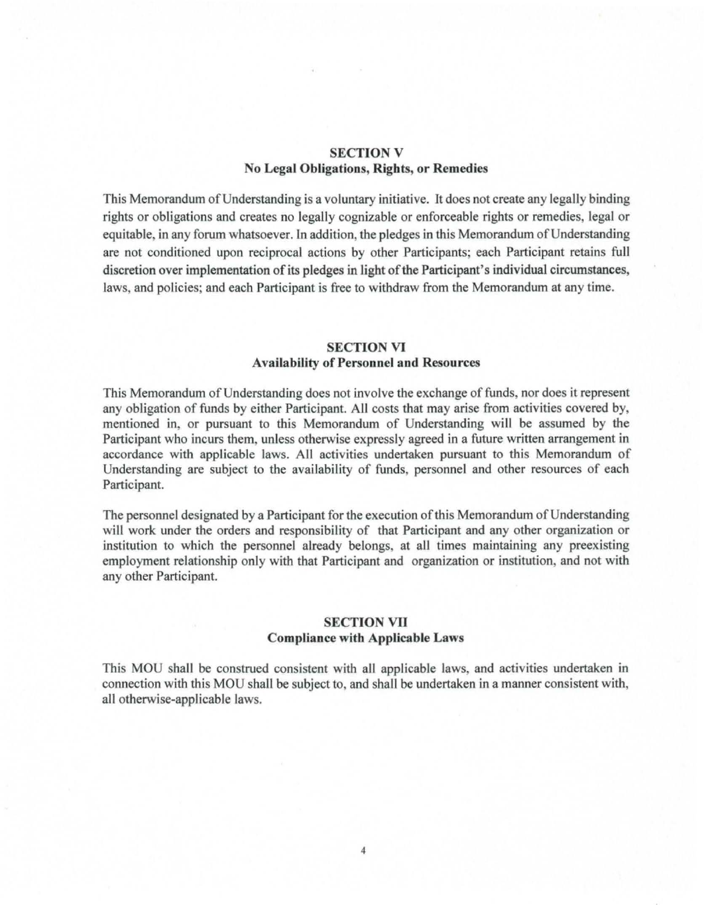## SECTION V
## No Legal Obligations, Rights, or Remedies

This Memorandum of Understanding is a voluntary initiative. It does not create any legally binding rights or obligations and creates no legally cognizable or enforceable rights or remedies, legal or equitable, in any forum whatsoever. In addition, the pledges in this Memorandum of Understanding are not conditioned upon reciprocal actions by other Participants; each Participant retains full discretion over implementation of its pledges in light of the Participant's individual circumstances, laws, and policies; and each Participant is free to withdraw from the Memorandum at any time.

## SECTION VI
## Availability of Personnel and Resources

This Memorandum of Understanding does not involve the exchange of funds, nor does it represent any obligation of funds by either Participant. All costs that may arise from activities covered by, mentioned in, or pursuant to this Memorandum of Understanding will be assumed by the Participant who incurs them, unless otherwise expressly agreed in a future written arrangement in accordance with applicable laws. All activities undertaken pursuant to this Memorandum of Understanding are subject to the availability of funds, personnel and other resources of each Participant.

The personnel designated by a Participant for the execution of this Memorandum of Understanding will work under the orders and responsibility of that Participant and any other organization or institution to which the personnel already belongs, at all times maintaining any preexisting employment relationship only with that Participant and organization or institution, and not with any other Participant.

## SECTION VII
## Compliance with Applicable Laws

This MOU shall be construed consistent with all applicable laws, and activities undertaken in connection with this MOU shall be subject to, and shall be undertaken in a manner consistent with, all otherwise-applicable laws.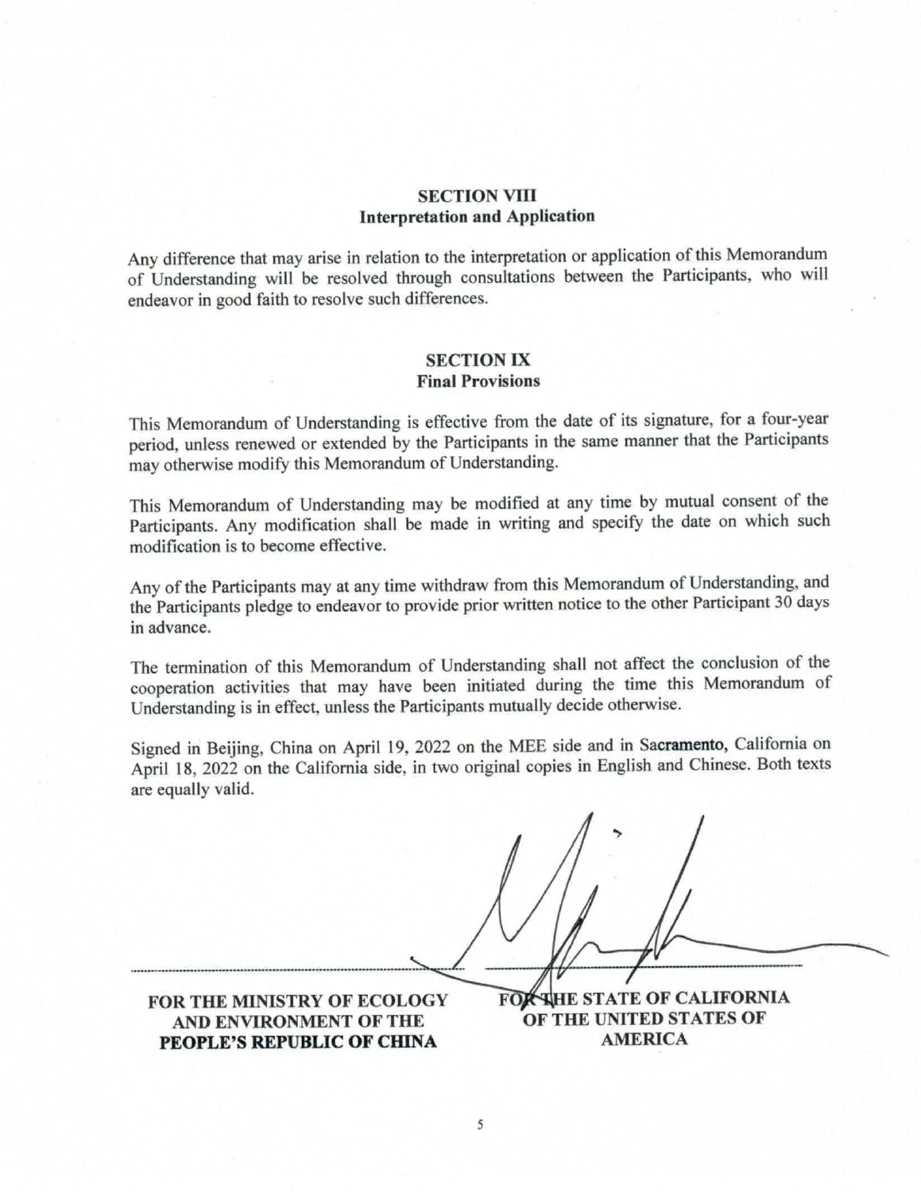## SECTION VIII
### Interpretation and Application

Any difference that may arise in relation to the interpretation or application of this Memorandum of Understanding will be resolved through consultations between the Participants, who will endeavor in good faith to resolve such differences.

## SECTION IX
### Final Provisions

This Memorandum of Understanding is effective from the date of its signature, for a four-year period, unless renewed or extended by the Participants in the same manner that the Participants may otherwise modify this Memorandum of Understanding.

This Memorandum of Understanding may be modified at any time by mutual consent of the Participants. Any modification shall be made in writing and specify the date on which such modification is to become effective.

Any of the Participants may at any time withdraw from this Memorandum of Understanding, and the Participants pledge to endeavor to provide prior written notice to the other Participant 30 days in advance.

The termination of this Memorandum of Understanding shall not affect the conclusion of the cooperation activities that may have been initiated during the time this Memorandum of Understanding is in effect, unless the Participants mutually decide otherwise.

Signed in Beijing, China on April 19, 2022 on the MEE side and in Sacramento, California on April 18, 2022 on the California side, in two original copies in English and Chinese. Both texts are equally valid.

| | |
|---|---|
| ______________________________ | ______________________________ |
| **FOR THE MINISTRY OF ECOLOGY AND ENVIRONMENT OF THE PEOPLE'S REPUBLIC OF CHINA** | **FOR THE STATE OF CALIFORNIA OF THE UNITED STATES OF AMERICA** |